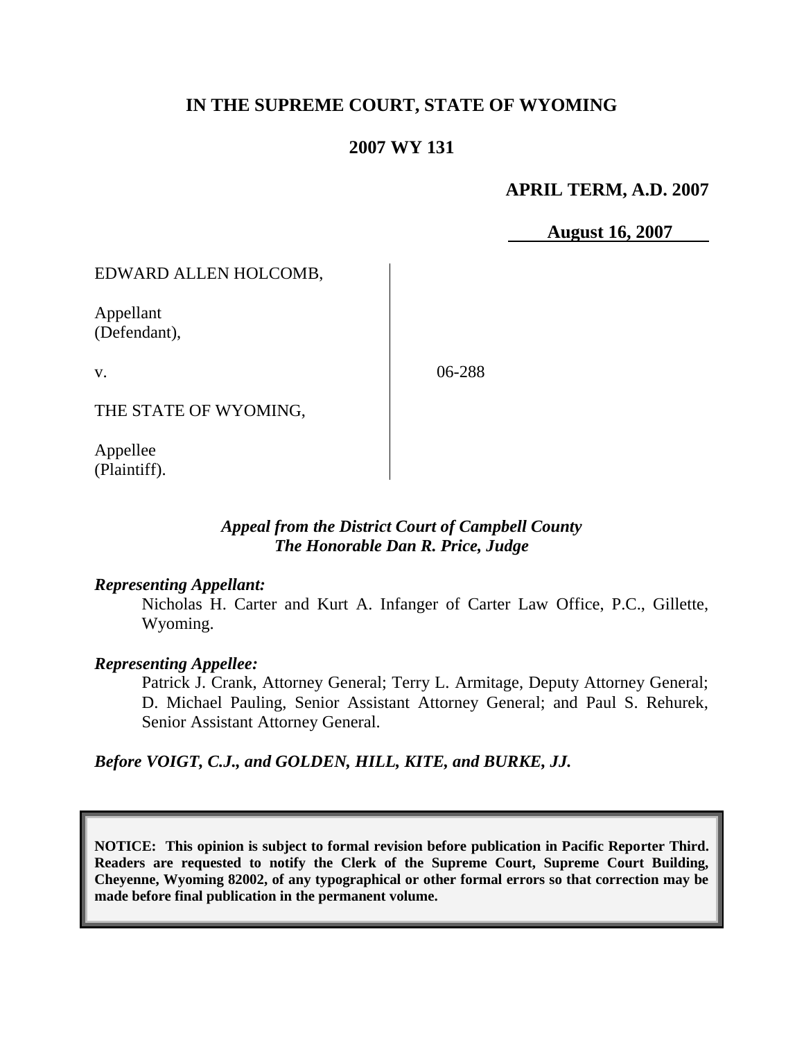# IN THE SUPREME COURT, STATE OF WYOMING

## 2007 WY 131

**APRIL TERM, A.D. 2007**

**August 16, 2007**

| | | |
|---|---|---|
| EDWARD ALLEN HOLCOMB,<br><br>Appellant<br>(Defendant),<br><br>v.<br><br>THE STATE OF WYOMING,<br><br>Appellee<br>(Plaintiff). | | 06-288 |

***Appeal from the District Court of Campbell County***
***The Honorable Dan R. Price, Judge***

***Representing Appellant:***

Nicholas H. Carter and Kurt A. Infanger of Carter Law Office, P.C., Gillette, Wyoming.

***Representing Appellee:***

Patrick J. Crank, Attorney General; Terry L. Armitage, Deputy Attorney General; D. Michael Pauling, Senior Assistant Attorney General; and Paul S. Rehurek, Senior Assistant Attorney General.

***Before VOIGT, C.J., and GOLDEN, HILL, KITE, and BURKE, JJ.***

**NOTICE: This opinion is subject to formal revision before publication in Pacific Reporter Third. Readers are requested to notify the Clerk of the Supreme Court, Supreme Court Building, Cheyenne, Wyoming 82002, of any typographical or other formal errors so that correction may be made before final publication in the permanent volume.**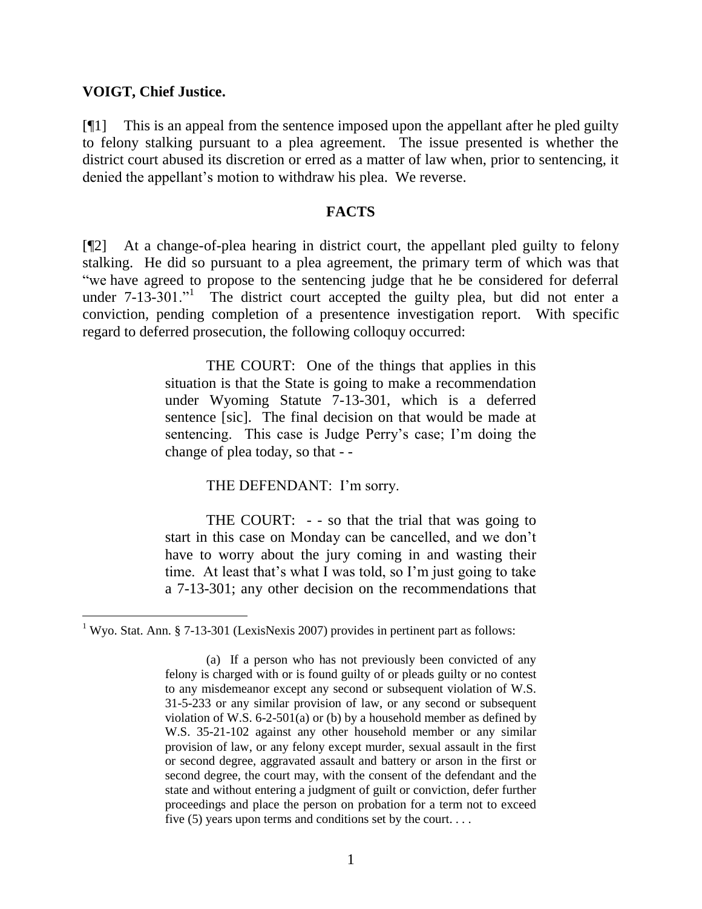**VOIGT, Chief Justice.**

[¶1] This is an appeal from the sentence imposed upon the appellant after he pled guilty to felony stalking pursuant to a plea agreement. The issue presented is whether the district court abused its discretion or erred as a matter of law when, prior to sentencing, it denied the appellant's motion to withdraw his plea. We reverse.

## FACTS

[¶2] At a change-of-plea hearing in district court, the appellant pled guilty to felony stalking. He did so pursuant to a plea agreement, the primary term of which was that "we have agreed to propose to the sentencing judge that he be considered for deferral under 7-13-301."[1] The district court accepted the guilty plea, but did not enter a conviction, pending completion of a presentence investigation report. With specific regard to deferred prosecution, the following colloquy occurred:

> THE COURT: One of the things that applies in this situation is that the State is going to make a recommendation under Wyoming Statute 7-13-301, which is a deferred sentence [sic]. The final decision on that would be made at sentencing. This case is Judge Perry's case; I'm doing the change of plea today, so that - -
>
> THE DEFENDANT: I'm sorry.
>
> THE COURT: - - so that the trial that was going to start in this case on Monday can be cancelled, and we don't have to worry about the jury coming in and wasting their time. At least that's what I was told, so I'm just going to take a 7-13-301; any other decision on the recommendations that

---

[1] Wyo. Stat. Ann. § 7-13-301 (LexisNexis 2007) provides in pertinent part as follows:

> (a) If a person who has not previously been convicted of any felony is charged with or is found guilty of or pleads guilty or no contest to any misdemeanor except any second or subsequent violation of W.S. 31-5-233 or any similar provision of law, or any second or subsequent violation of W.S. 6-2-501(a) or (b) by a household member as defined by W.S. 35-21-102 against any other household member or any similar provision of law, or any felony except murder, sexual assault in the first or second degree, aggravated assault and battery or arson in the first or second degree, the court may, with the consent of the defendant and the state and without entering a judgment of guilt or conviction, defer further proceedings and place the person on probation for a term not to exceed five (5) years upon terms and conditions set by the court. . . .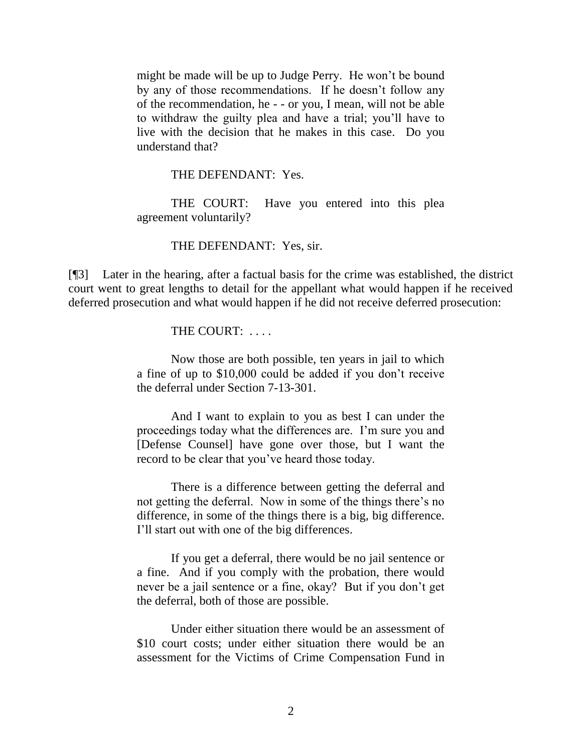> might be made will be up to Judge Perry. He won't be bound by any of those recommendations. If he doesn't follow any of the recommendation, he - - or you, I mean, will not be able to withdraw the guilty plea and have a trial; you'll have to live with the decision that he makes in this case. Do you understand that?
>
> THE DEFENDANT: Yes.
>
> THE COURT: Have you entered into this plea agreement voluntarily?
>
> THE DEFENDANT: Yes, sir.

[¶3] Later in the hearing, after a factual basis for the crime was established, the district court went to great lengths to detail for the appellant what would happen if he received deferred prosecution and what would happen if he did not receive deferred prosecution:

> THE COURT: . . . .
>
> Now those are both possible, ten years in jail to which a fine of up to $10,000 could be added if you don't receive the deferral under Section 7-13-301.
>
> And I want to explain to you as best I can under the proceedings today what the differences are. I'm sure you and [Defense Counsel] have gone over those, but I want the record to be clear that you've heard those today.
>
> There is a difference between getting the deferral and not getting the deferral. Now in some of the things there's no difference, in some of the things there is a big, big difference. I'll start out with one of the big differences.
>
> If you get a deferral, there would be no jail sentence or a fine. And if you comply with the probation, there would never be a jail sentence or a fine, okay? But if you don't get the deferral, both of those are possible.
>
> Under either situation there would be an assessment of $10 court costs; under either situation there would be an assessment for the Victims of Crime Compensation Fund in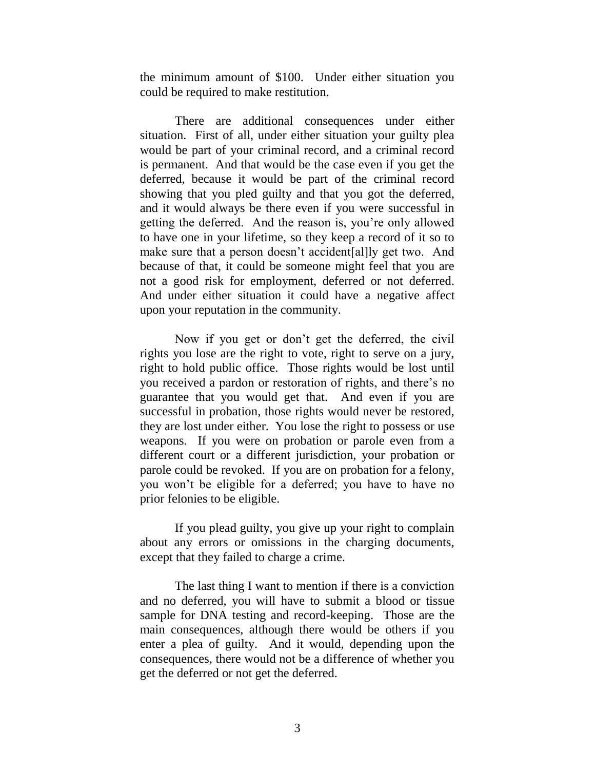the minimum amount of $100. Under either situation you could be required to make restitution.

There are additional consequences under either situation. First of all, under either situation your guilty plea would be part of your criminal record, and a criminal record is permanent. And that would be the case even if you get the deferred, because it would be part of the criminal record showing that you pled guilty and that you got the deferred, and it would always be there even if you were successful in getting the deferred. And the reason is, you're only allowed to have one in your lifetime, so they keep a record of it so to make sure that a person doesn't accident[al]ly get two. And because of that, it could be someone might feel that you are not a good risk for employment, deferred or not deferred. And under either situation it could have a negative affect upon your reputation in the community.

Now if you get or don't get the deferred, the civil rights you lose are the right to vote, right to serve on a jury, right to hold public office. Those rights would be lost until you received a pardon or restoration of rights, and there's no guarantee that you would get that. And even if you are successful in probation, those rights would never be restored, they are lost under either. You lose the right to possess or use weapons. If you were on probation or parole even from a different court or a different jurisdiction, your probation or parole could be revoked. If you are on probation for a felony, you won't be eligible for a deferred; you have to have no prior felonies to be eligible.

If you plead guilty, you give up your right to complain about any errors or omissions in the charging documents, except that they failed to charge a crime.

The last thing I want to mention if there is a conviction and no deferred, you will have to submit a blood or tissue sample for DNA testing and record-keeping. Those are the main consequences, although there would be others if you enter a plea of guilty. And it would, depending upon the consequences, there would not be a difference of whether you get the deferred or not get the deferred.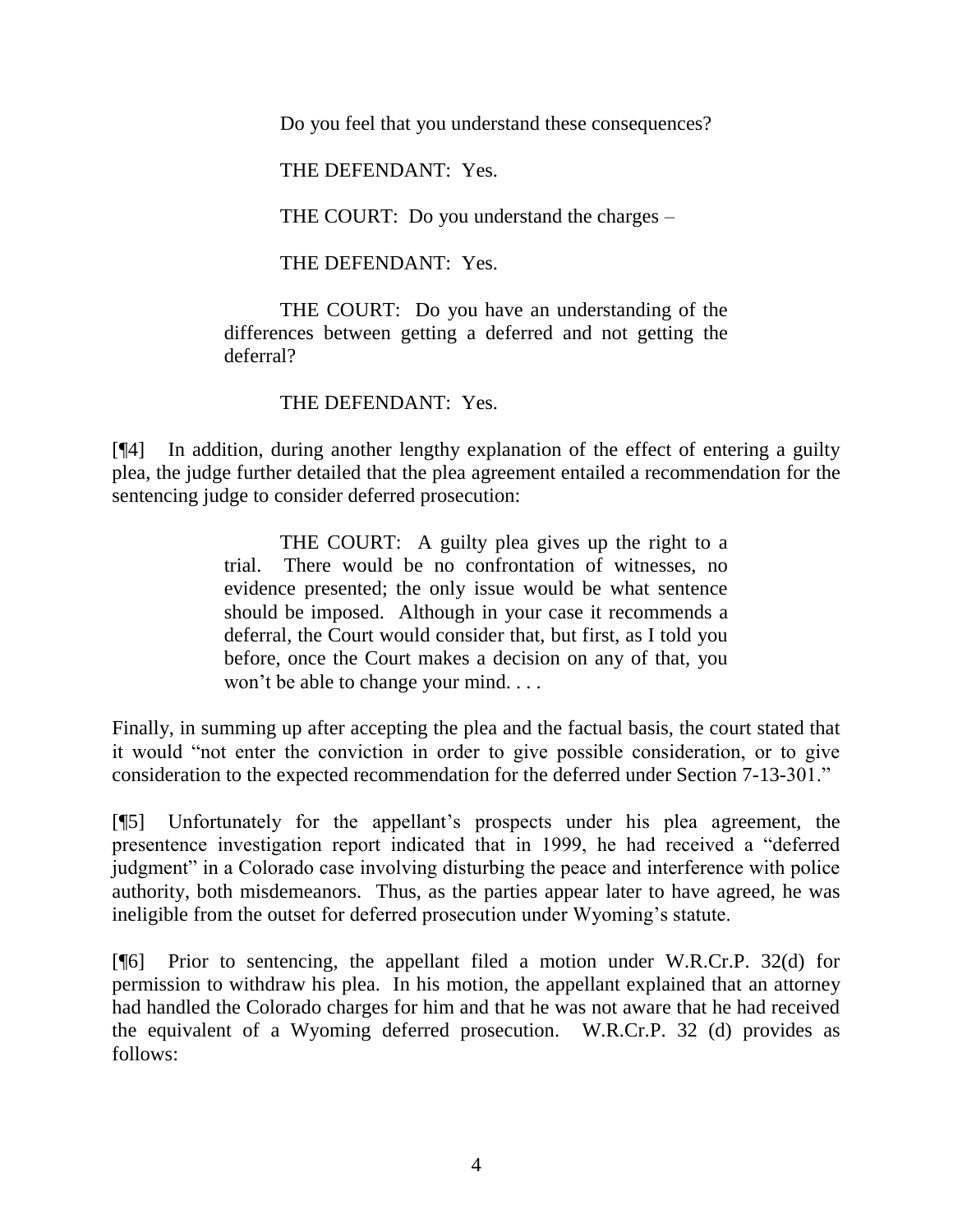> Do you feel that you understand these consequences?
>
> THE DEFENDANT: Yes.
>
> THE COURT: Do you understand the charges –
>
> THE DEFENDANT: Yes.
>
> THE COURT: Do you have an understanding of the differences between getting a deferred and not getting the deferral?
>
> THE DEFENDANT: Yes.

[¶4] In addition, during another lengthy explanation of the effect of entering a guilty plea, the judge further detailed that the plea agreement entailed a recommendation for the sentencing judge to consider deferred prosecution:

> THE COURT: A guilty plea gives up the right to a trial. There would be no confrontation of witnesses, no evidence presented; the only issue would be what sentence should be imposed. Although in your case it recommends a deferral, the Court would consider that, but first, as I told you before, once the Court makes a decision on any of that, you won't be able to change your mind. . . .

Finally, in summing up after accepting the plea and the factual basis, the court stated that it would "not enter the conviction in order to give possible consideration, or to give consideration to the expected recommendation for the deferred under Section 7-13-301."

[¶5] Unfortunately for the appellant's prospects under his plea agreement, the presentence investigation report indicated that in 1999, he had received a "deferred judgment" in a Colorado case involving disturbing the peace and interference with police authority, both misdemeanors. Thus, as the parties appear later to have agreed, he was ineligible from the outset for deferred prosecution under Wyoming's statute.

[¶6] Prior to sentencing, the appellant filed a motion under W.R.Cr.P. 32(d) for permission to withdraw his plea. In his motion, the appellant explained that an attorney had handled the Colorado charges for him and that he was not aware that he had received the equivalent of a Wyoming deferred prosecution. W.R.Cr.P. 32 (d) provides as follows: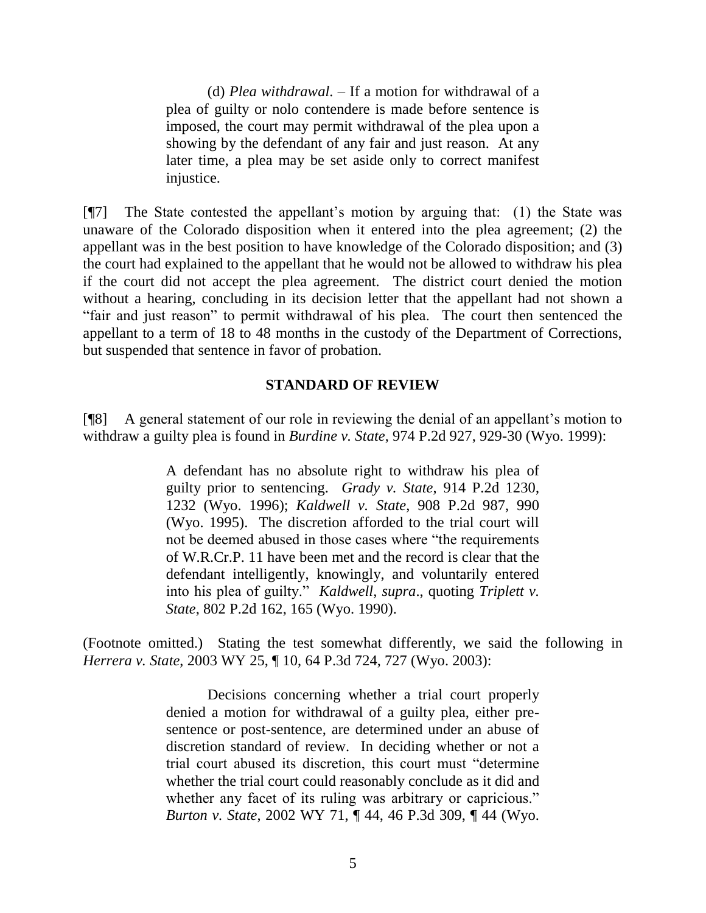> (d) *Plea withdrawal*. – If a motion for withdrawal of a plea of guilty or nolo contendere is made before sentence is imposed, the court may permit withdrawal of the plea upon a showing by the defendant of any fair and just reason. At any later time, a plea may be set aside only to correct manifest injustice.

[¶7] The State contested the appellant's motion by arguing that: (1) the State was unaware of the Colorado disposition when it entered into the plea agreement; (2) the appellant was in the best position to have knowledge of the Colorado disposition; and (3) the court had explained to the appellant that he would not be allowed to withdraw his plea if the court did not accept the plea agreement. The district court denied the motion without a hearing, concluding in its decision letter that the appellant had not shown a "fair and just reason" to permit withdrawal of his plea. The court then sentenced the appellant to a term of 18 to 48 months in the custody of the Department of Corrections, but suspended that sentence in favor of probation.

## STANDARD OF REVIEW

[¶8] A general statement of our role in reviewing the denial of an appellant's motion to withdraw a guilty plea is found in *Burdine v. State*, 974 P.2d 927, 929-30 (Wyo. 1999):

> A defendant has no absolute right to withdraw his plea of guilty prior to sentencing. *Grady v. State*, 914 P.2d 1230, 1232 (Wyo. 1996); *Kaldwell v. State*, 908 P.2d 987, 990 (Wyo. 1995). The discretion afforded to the trial court will not be deemed abused in those cases where "the requirements of W.R.Cr.P. 11 have been met and the record is clear that the defendant intelligently, knowingly, and voluntarily entered into his plea of guilty." *Kaldwell*, *supra*., quoting *Triplett v. State*, 802 P.2d 162, 165 (Wyo. 1990).

(Footnote omitted.) Stating the test somewhat differently, we said the following in *Herrera v. State*, 2003 WY 25, ¶ 10, 64 P.3d 724, 727 (Wyo. 2003):

> Decisions concerning whether a trial court properly denied a motion for withdrawal of a guilty plea, either pre-sentence or post-sentence, are determined under an abuse of discretion standard of review. In deciding whether or not a trial court abused its discretion, this court must "determine whether the trial court could reasonably conclude as it did and whether any facet of its ruling was arbitrary or capricious." *Burton v. State*, 2002 WY 71, ¶ 44, 46 P.3d 309, ¶ 44 (Wyo.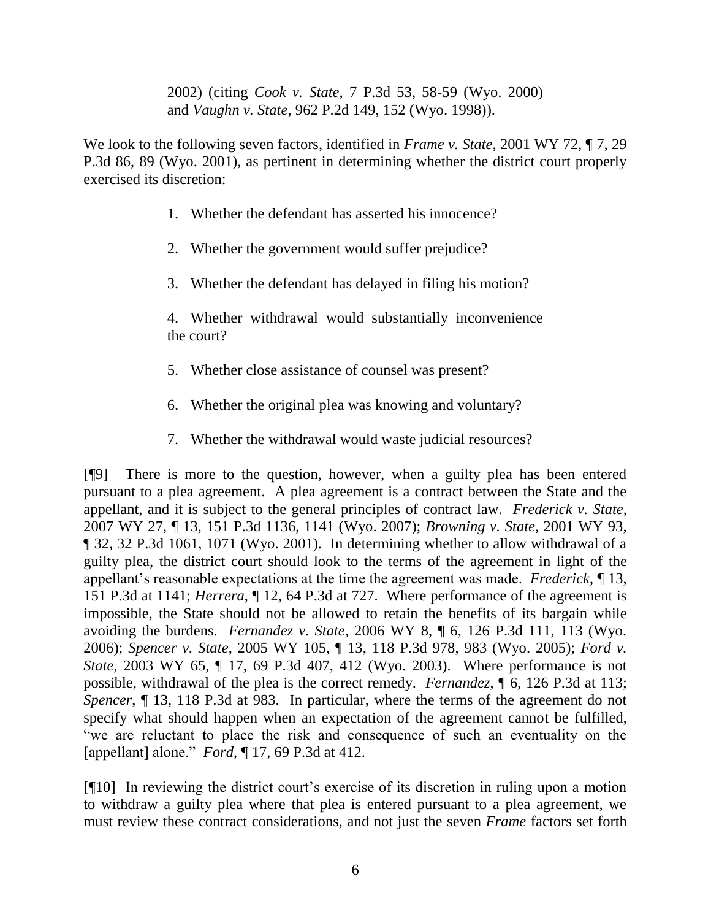> 2002) (citing *Cook v. State*, 7 P.3d 53, 58-59 (Wyo. 2000) and *Vaughn v. State*, 962 P.2d 149, 152 (Wyo. 1998)).

We look to the following seven factors, identified in *Frame v. State*, 2001 WY 72, ¶ 7, 29 P.3d 86, 89 (Wyo. 2001), as pertinent in determining whether the district court properly exercised its discretion:

> 1. Whether the defendant has asserted his innocence?
>
> 2. Whether the government would suffer prejudice?
>
> 3. Whether the defendant has delayed in filing his motion?
>
> 4. Whether withdrawal would substantially inconvenience the court?
>
> 5. Whether close assistance of counsel was present?
>
> 6. Whether the original plea was knowing and voluntary?
>
> 7. Whether the withdrawal would waste judicial resources?

[¶9] There is more to the question, however, when a guilty plea has been entered pursuant to a plea agreement. A plea agreement is a contract between the State and the appellant, and it is subject to the general principles of contract law. *Frederick v. State*, 2007 WY 27, ¶ 13, 151 P.3d 1136, 1141 (Wyo. 2007); *Browning v. State*, 2001 WY 93, ¶ 32, 32 P.3d 1061, 1071 (Wyo. 2001). In determining whether to allow withdrawal of a guilty plea, the district court should look to the terms of the agreement in light of the appellant's reasonable expectations at the time the agreement was made. *Frederick*, ¶ 13, 151 P.3d at 1141; *Herrera*, ¶ 12, 64 P.3d at 727. Where performance of the agreement is impossible, the State should not be allowed to retain the benefits of its bargain while avoiding the burdens. *Fernandez v. State*, 2006 WY 8, ¶ 6, 126 P.3d 111, 113 (Wyo. 2006); *Spencer v. State*, 2005 WY 105, ¶ 13, 118 P.3d 978, 983 (Wyo. 2005); *Ford v. State*, 2003 WY 65, ¶ 17, 69 P.3d 407, 412 (Wyo. 2003). Where performance is not possible, withdrawal of the plea is the correct remedy. *Fernandez*, ¶ 6, 126 P.3d at 113; *Spencer*, ¶ 13, 118 P.3d at 983. In particular, where the terms of the agreement do not specify what should happen when an expectation of the agreement cannot be fulfilled, "we are reluctant to place the risk and consequence of such an eventuality on the [appellant] alone." *Ford*, ¶ 17, 69 P.3d at 412.

[¶10] In reviewing the district court's exercise of its discretion in ruling upon a motion to withdraw a guilty plea where that plea is entered pursuant to a plea agreement, we must review these contract considerations, and not just the seven *Frame* factors set forth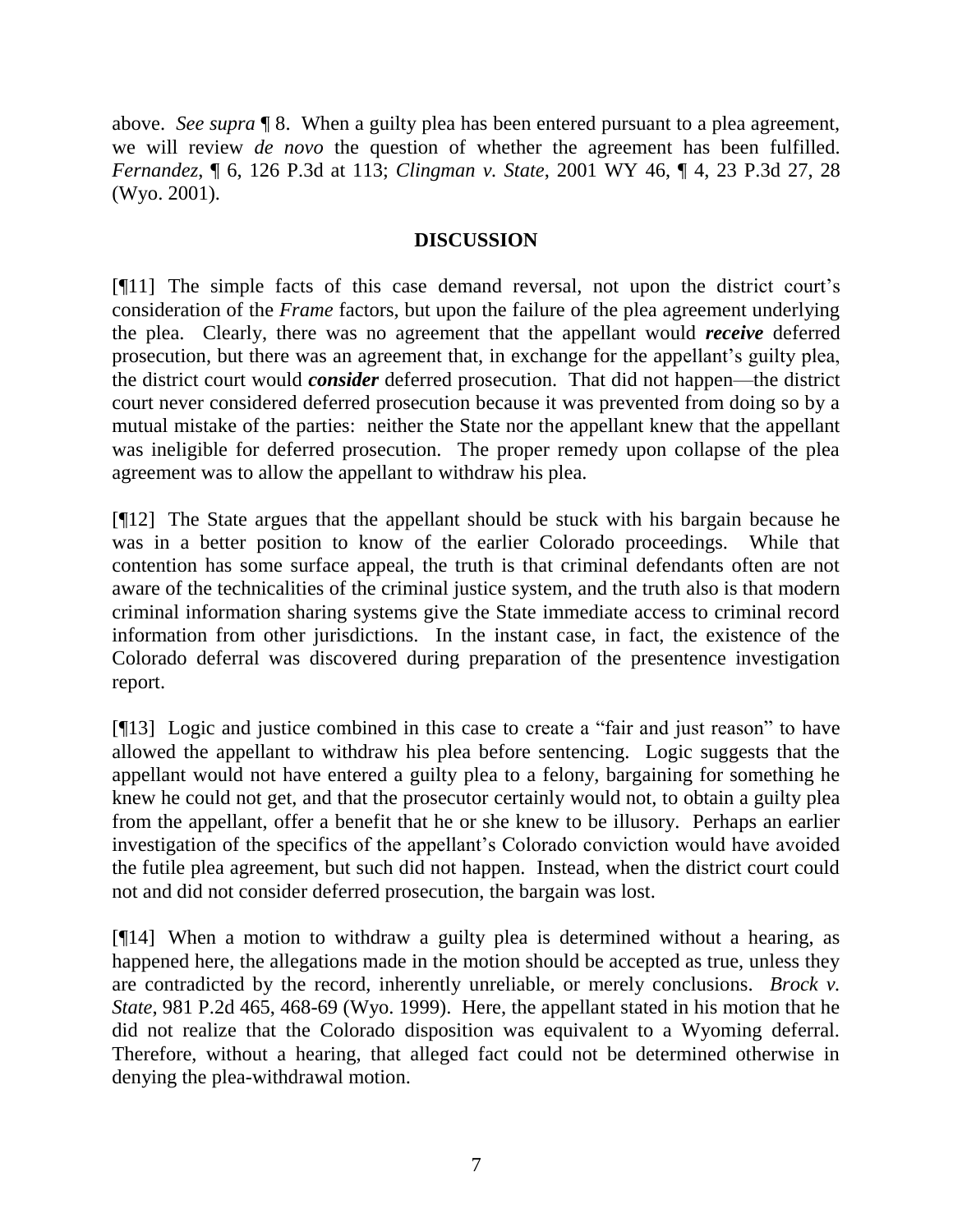above. *See supra* ¶ 8. When a guilty plea has been entered pursuant to a plea agreement, we will review *de novo* the question of whether the agreement has been fulfilled. *Fernandez*, ¶ 6, 126 P.3d at 113; *Clingman v. State*, 2001 WY 46, ¶ 4, 23 P.3d 27, 28 (Wyo. 2001).

## DISCUSSION

[¶11] The simple facts of this case demand reversal, not upon the district court's consideration of the *Frame* factors, but upon the failure of the plea agreement underlying the plea. Clearly, there was no agreement that the appellant would ***receive*** deferred prosecution, but there was an agreement that, in exchange for the appellant's guilty plea, the district court would ***consider*** deferred prosecution. That did not happen—the district court never considered deferred prosecution because it was prevented from doing so by a mutual mistake of the parties: neither the State nor the appellant knew that the appellant was ineligible for deferred prosecution. The proper remedy upon collapse of the plea agreement was to allow the appellant to withdraw his plea.

[¶12] The State argues that the appellant should be stuck with his bargain because he was in a better position to know of the earlier Colorado proceedings. While that contention has some surface appeal, the truth is that criminal defendants often are not aware of the technicalities of the criminal justice system, and the truth also is that modern criminal information sharing systems give the State immediate access to criminal record information from other jurisdictions. In the instant case, in fact, the existence of the Colorado deferral was discovered during preparation of the presentence investigation report.

[¶13] Logic and justice combined in this case to create a "fair and just reason" to have allowed the appellant to withdraw his plea before sentencing. Logic suggests that the appellant would not have entered a guilty plea to a felony, bargaining for something he knew he could not get, and that the prosecutor certainly would not, to obtain a guilty plea from the appellant, offer a benefit that he or she knew to be illusory. Perhaps an earlier investigation of the specifics of the appellant's Colorado conviction would have avoided the futile plea agreement, but such did not happen. Instead, when the district court could not and did not consider deferred prosecution, the bargain was lost.

[¶14] When a motion to withdraw a guilty plea is determined without a hearing, as happened here, the allegations made in the motion should be accepted as true, unless they are contradicted by the record, inherently unreliable, or merely conclusions. *Brock v. State*, 981 P.2d 465, 468-69 (Wyo. 1999). Here, the appellant stated in his motion that he did not realize that the Colorado disposition was equivalent to a Wyoming deferral. Therefore, without a hearing, that alleged fact could not be determined otherwise in denying the plea-withdrawal motion.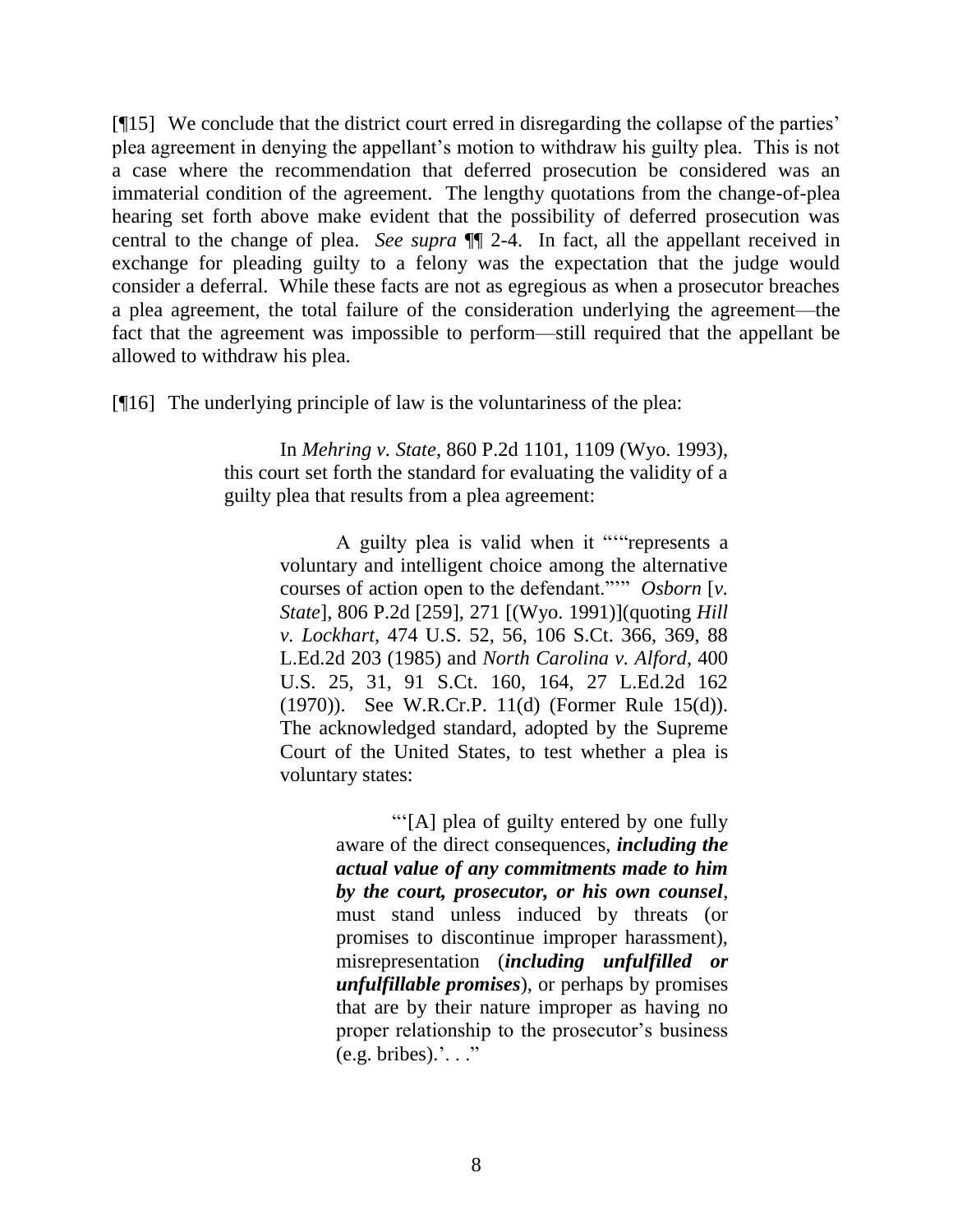[¶15] We conclude that the district court erred in disregarding the collapse of the parties' plea agreement in denying the appellant's motion to withdraw his guilty plea. This is not a case where the recommendation that deferred prosecution be considered was an immaterial condition of the agreement. The lengthy quotations from the change-of-plea hearing set forth above make evident that the possibility of deferred prosecution was central to the change of plea. *See supra* ¶¶ 2-4. In fact, all the appellant received in exchange for pleading guilty to a felony was the expectation that the judge would consider a deferral. While these facts are not as egregious as when a prosecutor breaches a plea agreement, the total failure of the consideration underlying the agreement—the fact that the agreement was impossible to perform—still required that the appellant be allowed to withdraw his plea.

[¶16] The underlying principle of law is the voluntariness of the plea:

> In *Mehring v. State*, 860 P.2d 1101, 1109 (Wyo. 1993), this court set forth the standard for evaluating the validity of a guilty plea that results from a plea agreement:
>
> > A guilty plea is valid when it ""represents a voluntary and intelligent choice among the alternative courses of action open to the defendant."'" *Osborn* [*v. State*], 806 P.2d [259], 271 [(Wyo. 1991)](quoting *Hill v. Lockhart*, 474 U.S. 52, 56, 106 S.Ct. 366, 369, 88 L.Ed.2d 203 (1985) and *North Carolina v. Alford*, 400 U.S. 25, 31, 91 S.Ct. 160, 164, 27 L.Ed.2d 162 (1970)). See W.R.Cr.P. 11(d) (Former Rule 15(d)). The acknowledged standard, adopted by the Supreme Court of the United States, to test whether a plea is voluntary states:
> >
> > > "'[A] plea of guilty entered by one fully aware of the direct consequences, ***including the actual value of any commitments made to him by the court, prosecutor, or his own counsel***, must stand unless induced by threats (or promises to discontinue improper harassment), misrepresentation (***including unfulfilled or unfulfillable promises***), or perhaps by promises that are by their nature improper as having no proper relationship to the prosecutor's business (e.g. bribes).'. . ."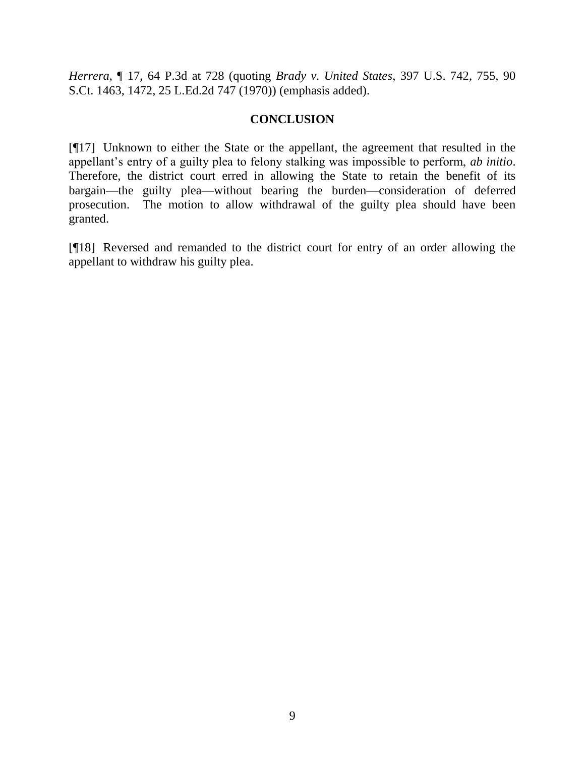*Herrera*, ¶ 17, 64 P.3d at 728 (quoting *Brady v. United States*, 397 U.S. 742, 755, 90 S.Ct. 1463, 1472, 25 L.Ed.2d 747 (1970)) (emphasis added).

## CONCLUSION

[¶17] Unknown to either the State or the appellant, the agreement that resulted in the appellant's entry of a guilty plea to felony stalking was impossible to perform, *ab initio*. Therefore, the district court erred in allowing the State to retain the benefit of its bargain—the guilty plea—without bearing the burden—consideration of deferred prosecution. The motion to allow withdrawal of the guilty plea should have been granted.

[¶18] Reversed and remanded to the district court for entry of an order allowing the appellant to withdraw his guilty plea.